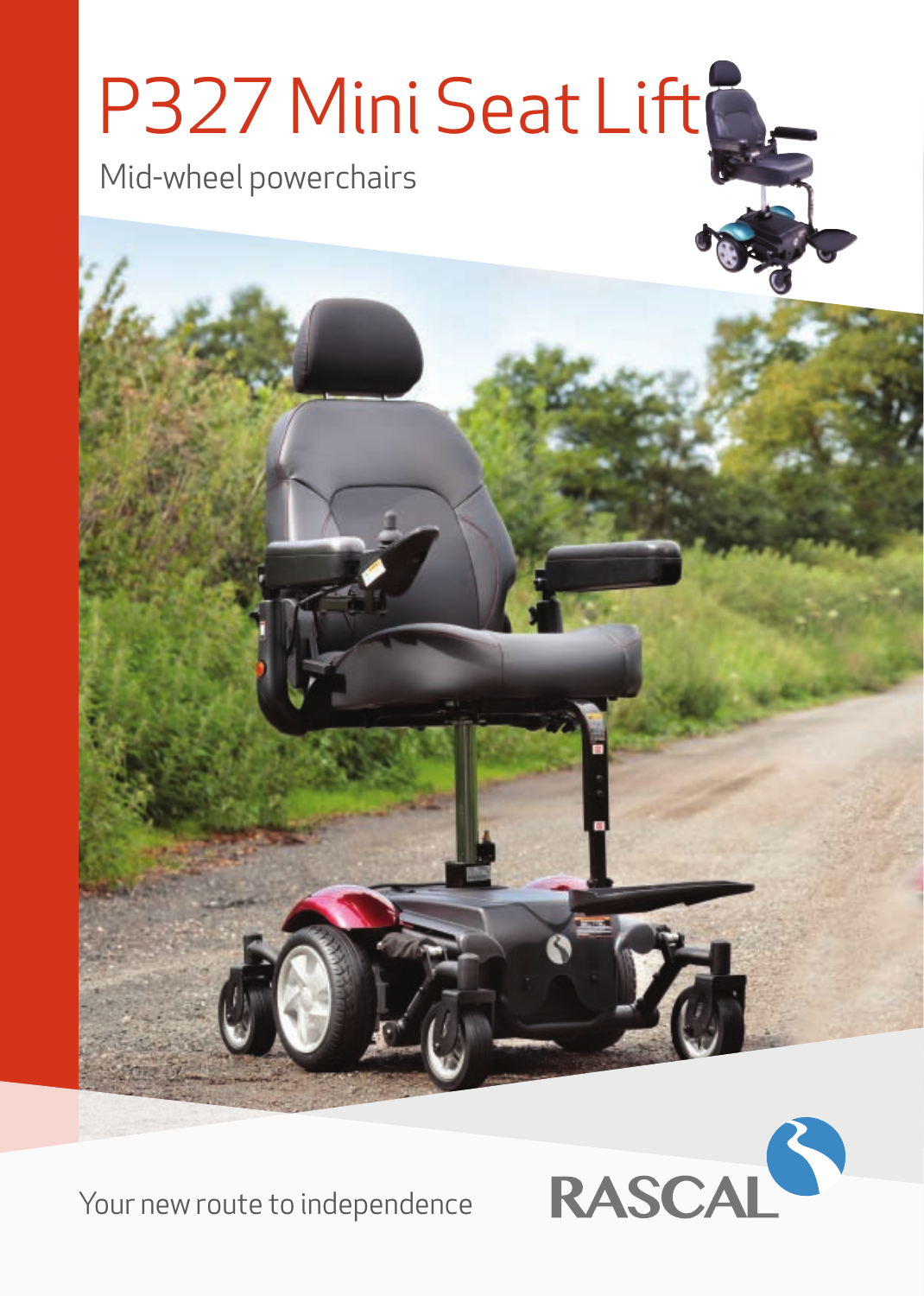# P327 Mini Seat Lift

Mid-wheel powerchairs

Your new route to independence

RASCAL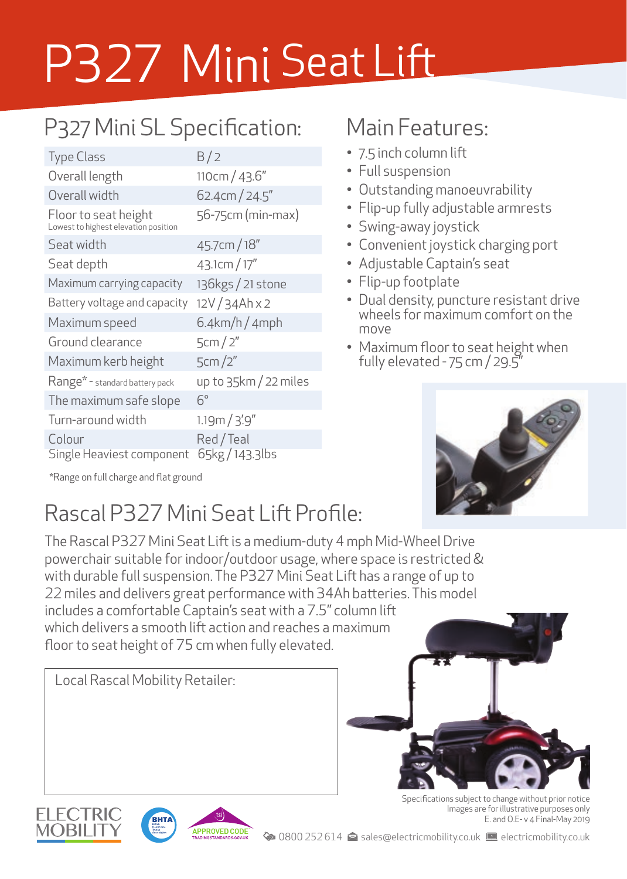# P327 Mini Seat Lift

## P327 Mini SL Specification:

| | |
|---|---|
| Type Class | B / 2 |
| Overall length | 110cm / 43.6" |
| Overall width | 62.4cm / 24.5" |
| Floor to seat height<br>Lowest to highest elevation position | 56-75cm (min-max) |
| Seat width | 45.7cm / 18" |
| Seat depth | 43.1cm / 17" |
| Maximum carrying capacity | 136kgs / 21 stone |
| Battery voltage and capacity | 12V / 34Ah x 2 |
| Maximum speed | 6.4km/h / 4mph |
| Ground clearance | 5cm / 2" |
| Maximum kerb height | 5cm /2" |
| Range* - standard battery pack | up to 35km / 22 miles |
| The maximum safe slope | 6° |
| Turn-around width | 1.19m / 3'9" |
| Colour | Red / Teal |
| Single Heaviest component | 65kg / 143.3lbs |

*Range on full charge and flat ground

## Main Features:

- 7.5 inch column lift
- Full suspension
- Outstanding manoeuvrability
- Flip-up fully adjustable armrests
- Swing-away joystick
- Convenient joystick charging port
- Adjustable Captain's seat
- Flip-up footplate
- Dual density, puncture resistant drive wheels for maximum comfort on the move
- Maximum floor to seat height when fully elevated - 75 cm / 29.5"

## Rascal P327 Mini Seat Lift Profile:

The Rascal P327 Mini Seat Lift is a medium-duty 4 mph Mid-Wheel Drive powerchair suitable for indoor/outdoor usage, where space is restricted & with durable full suspension. The P327 Mini Seat Lift has a range of up to 22 miles and delivers great performance with 34Ah batteries. This model includes a comfortable Captain's seat with a 7.5" column lift which delivers a smooth lift action and reaches a maximum floor to seat height of 75 cm when fully elevated.

Local Rascal Mobility Retailer:

Specifications subject to change without prior notice
Images are for illustrative purposes only
E. and O.E- v 4 Final-May 2019

ELECTRIC MOBILITY

BHTA

APPROVED CODE TRADINGSTANDARDS.GOV.UK

0800 252 614 sales@electricmobility.co.uk electricmobility.co.uk